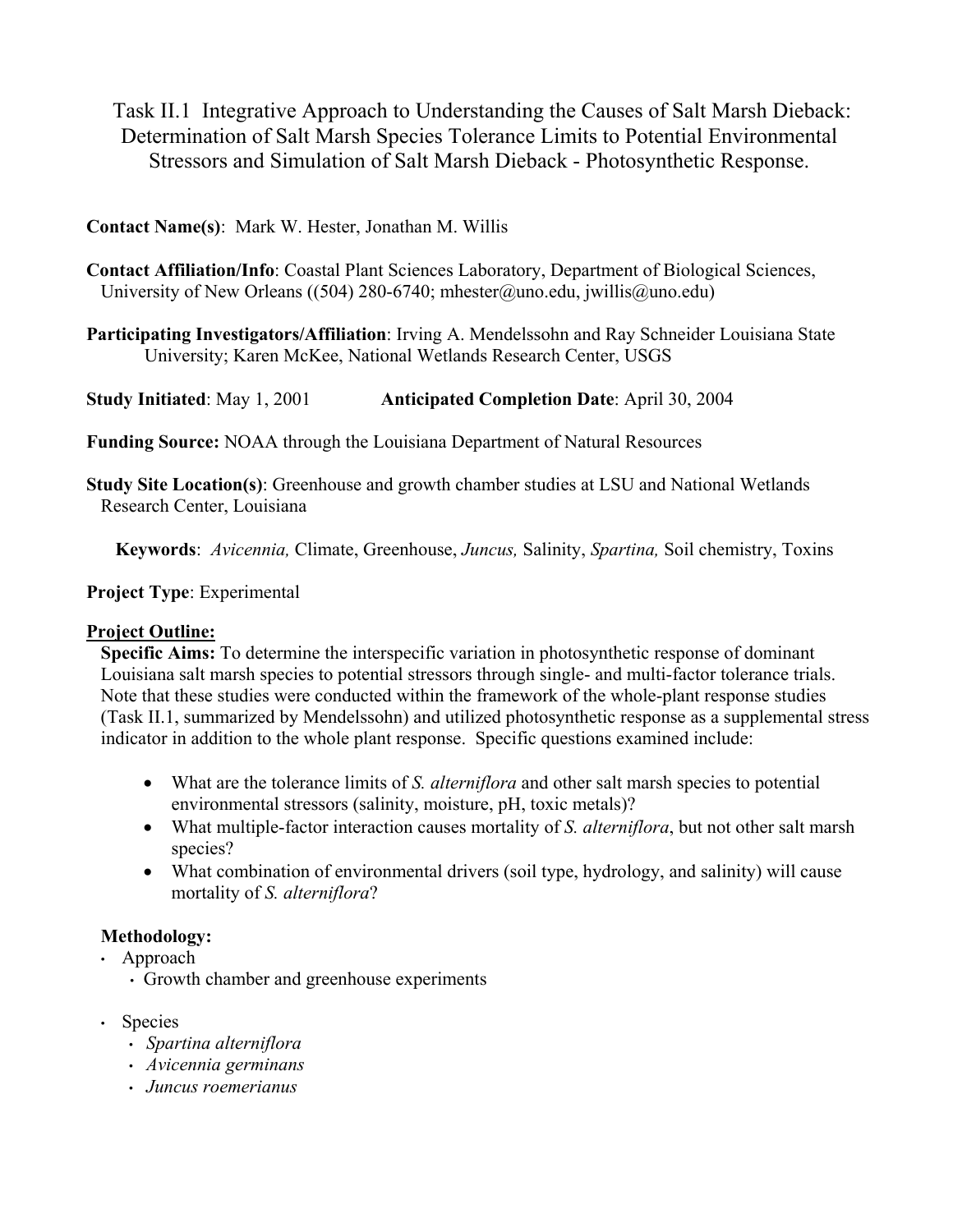# Task II.1 Integrative Approach to Understanding the Causes of Salt Marsh Dieback: Determination of Salt Marsh Species Tolerance Limits to Potential Environmental Stressors and Simulation of Salt Marsh Dieback - Photosynthetic Response.

**Contact Name(s)**: Mark W. Hester, Jonathan M. Willis

**Contact Affiliation/Info**: Coastal Plant Sciences Laboratory, Department of Biological Sciences, University of New Orleans ((504) 280-6740; mhester@uno.edu, jwillis@uno.edu)

**Participating Investigators/Affiliation**: Irving A. Mendelssohn and Ray Schneider Louisiana State University; Karen McKee, National Wetlands Research Center, USGS

**Study Initiated**: May 1, 2001 **Anticipated Completion Date**: April 30, 2004

**Funding Source:** NOAA through the Louisiana Department of Natural Resources

**Study Site Location(s)**: Greenhouse and growth chamber studies at LSU and National Wetlands Research Center, Louisiana

**Keywords**: *Avicennia,* Climate, Greenhouse, *Juncus,* Salinity, *Spartina,* Soil chemistry, Toxins

**Project Type**: Experimental

**Project Outline:**

**Specific Aims:** To determine the interspecific variation in photosynthetic response of dominant Louisiana salt marsh species to potential stressors through single- and multi-factor tolerance trials. Note that these studies were conducted within the framework of the whole-plant response studies (Task II.1, summarized by Mendelssohn) and utilized photosynthetic response as a supplemental stress indicator in addition to the whole plant response. Specific questions examined include:

- What are the tolerance limits of *S. alterniflora* and other salt marsh species to potential environmental stressors (salinity, moisture, pH, toxic metals)?
- What multiple-factor interaction causes mortality of *S. alterniflora*, but not other salt marsh species?
- What combination of environmental drivers (soil type, hydrology, and salinity) will cause mortality of *S. alterniflora*?

**Methodology:**

- Approach
  - Growth chamber and greenhouse experiments
- Species
  - *Spartina alterniflora*
  - *Avicennia germinans*
  - *Juncus roemerianus*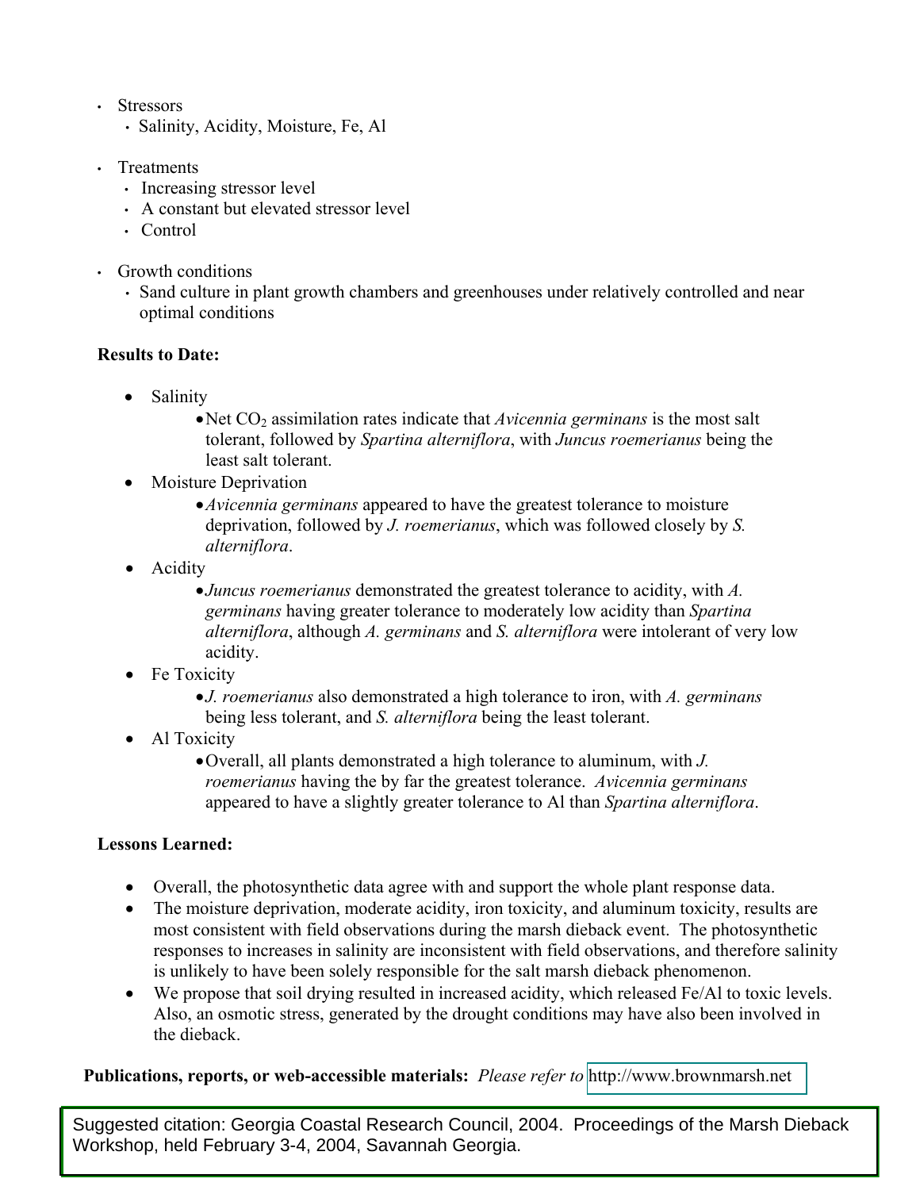- Stressors
  - Salinity, Acidity, Moisture, Fe, Al
- Treatments
  - Increasing stressor level
  - A constant but elevated stressor level
  - Control
- Growth conditions
  - Sand culture in plant growth chambers and greenhouses under relatively controlled and near optimal conditions

**Results to Date:**

- Salinity
  - Net $CO_2$ assimilation rates indicate that *Avicennia germinans* is the most salt tolerant, followed by *Spartina alterniflora*, with *Juncus roemerianus* being the least salt tolerant.
- Moisture Deprivation
  - *Avicennia germinans* appeared to have the greatest tolerance to moisture deprivation, followed by *J. roemerianus*, which was followed closely by *S. alterniflora*.
- Acidity
  - *Juncus roemerianus* demonstrated the greatest tolerance to acidity, with *A. germinans* having greater tolerance to moderately low acidity than *Spartina alterniflora*, although *A. germinans* and *S. alterniflora* were intolerant of very low acidity.
- Fe Toxicity
  - *J. roemerianus* also demonstrated a high tolerance to iron, with *A. germinans* being less tolerant, and *S. alterniflora* being the least tolerant.
- Al Toxicity
  - Overall, all plants demonstrated a high tolerance to aluminum, with *J. roemerianus* having the by far the greatest tolerance. *Avicennia germinans* appeared to have a slightly greater tolerance to Al than *Spartina alterniflora*.

**Lessons Learned:**

- Overall, the photosynthetic data agree with and support the whole plant response data.
- The moisture deprivation, moderate acidity, iron toxicity, and aluminum toxicity, results are most consistent with field observations during the marsh dieback event. The photosynthetic responses to increases in salinity are inconsistent with field observations, and therefore salinity is unlikely to have been solely responsible for the salt marsh dieback phenomenon.
- We propose that soil drying resulted in increased acidity, which released Fe/Al to toxic levels. Also, an osmotic stress, generated by the drought conditions may have also been involved in the dieback.

**Publications, reports, or web-accessible materials:** *Please refer to* http://www.brownmarsh.net

Suggested citation: Georgia Coastal Research Council, 2004. Proceedings of the Marsh Dieback Workshop, held February 3-4, 2004, Savannah Georgia.